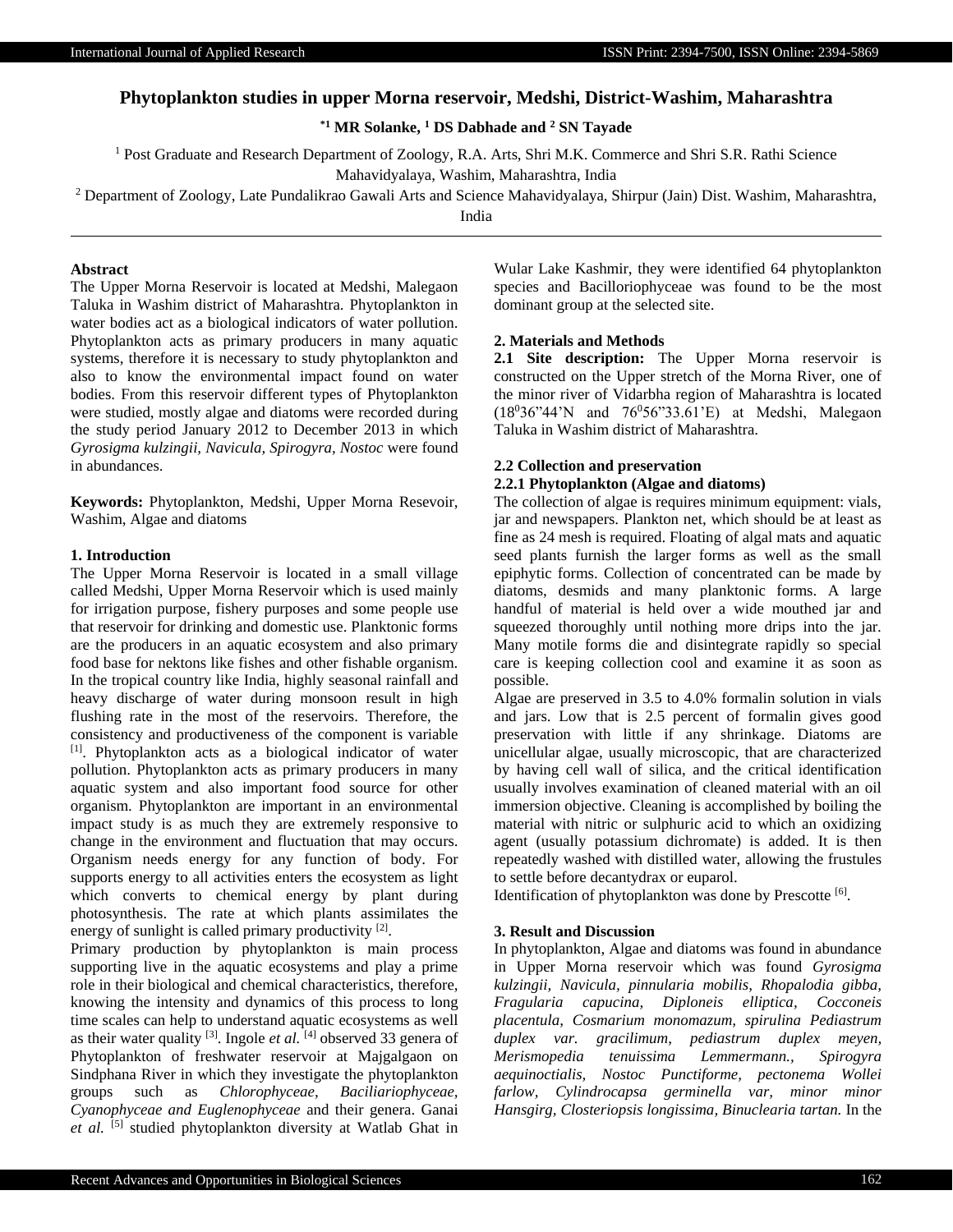# Phytoplankton studies in upper Morna reservoir, Medshi, District-Washim, Maharashtra

**[*1] MR Solanke, [1] DS Dabhade and [2] SN Tayade**

[1] Post Graduate and Research Department of Zoology, R.A. Arts, Shri M.K. Commerce and Shri S.R. Rathi Science Mahavidyalaya, Washim, Maharashtra, India

[2] Department of Zoology, Late Pundalikrao Gawali Arts and Science Mahavidyalaya, Shirpur (Jain) Dist. Washim, Maharashtra, India

## Abstract

The Upper Morna Reservoir is located at Medshi, Malegaon Taluka in Washim district of Maharashtra. Phytoplankton in water bodies act as a biological indicators of water pollution. Phytoplankton acts as primary producers in many aquatic systems, therefore it is necessary to study phytoplankton and also to know the environmental impact found on water bodies. From this reservoir different types of Phytoplankton were studied, mostly algae and diatoms were recorded during the study period January 2012 to December 2013 in which *Gyrosigma kulzingii, Navicula, Spirogyra, Nostoc* were found in abundances.

**Keywords:** Phytoplankton, Medshi, Upper Morna Resevoir, Washim, Algae and diatoms

## 1. Introduction

The Upper Morna Reservoir is located in a small village called Medshi, Upper Morna Reservoir which is used mainly for irrigation purpose, fishery purposes and some people use that reservoir for drinking and domestic use. Planktonic forms are the producers in an aquatic ecosystem and also primary food base for nektons like fishes and other fishable organism. In the tropical country like India, highly seasonal rainfall and heavy discharge of water during monsoon result in high flushing rate in the most of the reservoirs. Therefore, the consistency and productiveness of the component is variable [1]. Phytoplankton acts as a biological indicator of water pollution. Phytoplankton acts as primary producers in many aquatic system and also important food source for other organism. Phytoplankton are important in an environmental impact study is as much they are extremely responsive to change in the environment and fluctuation that may occurs. Organism needs energy for any function of body. For supports energy to all activities enters the ecosystem as light which converts to chemical energy by plant during photosynthesis. The rate at which plants assimilates the energy of sunlight is called primary productivity [2].

Primary production by phytoplankton is main process supporting live in the aquatic ecosystems and play a prime role in their biological and chemical characteristics, therefore, knowing the intensity and dynamics of this process to long time scales can help to understand aquatic ecosystems as well as their water quality [3]. Ingole *et al.* [4] observed 33 genera of Phytoplankton of freshwater reservoir at Majgalgaon on Sindphana River in which they investigate the phytoplankton groups such as *Chlorophyceae, Baciliariophyceae, Cyanophyceae and Euglenophyceae* and their genera. Ganai *et al.* [5] studied phytoplankton diversity at Watlab Ghat in Wular Lake Kashmir, they were identified 64 phytoplankton species and Bacilloriophyceae was found to be the most dominant group at the selected site.

## 2. Materials and Methods

**2.1 Site description:** The Upper Morna reservoir is constructed on the Upper stretch of the Morna River, one of the minor river of Vidarbha region of Maharashtra is located ($18^{0}36$"44'N and $76^{0}56$"33.61'E) at Medshi, Malegaon Taluka in Washim district of Maharashtra.

### 2.2 Collection and preservation

#### 2.2.1 Phytoplankton (Algae and diatoms)

The collection of algae is requires minimum equipment: vials, jar and newspapers. Plankton net, which should be at least as fine as 24 mesh is required. Floating of algal mats and aquatic seed plants furnish the larger forms as well as the small epiphytic forms. Collection of concentrated can be made by diatoms, desmids and many planktonic forms. A large handful of material is held over a wide mouthed jar and squeezed thoroughly until nothing more drips into the jar. Many motile forms die and disintegrate rapidly so special care is keeping collection cool and examine it as soon as possible.

Algae are preserved in 3.5 to 4.0% formalin solution in vials and jars. Low that is 2.5 percent of formalin gives good preservation with little if any shrinkage. Diatoms are unicellular algae, usually microscopic, that are characterized by having cell wall of silica, and the critical identification usually involves examination of cleaned material with an oil immersion objective. Cleaning is accomplished by boiling the material with nitric or sulphuric acid to which an oxidizing agent (usually potassium dichromate) is added. It is then repeatedly washed with distilled water, allowing the frustules to settle before decantydrax or euparol.

Identification of phytoplankton was done by Prescotte [6].

## 3. Result and Discussion

In phytoplankton, Algae and diatoms was found in abundance in Upper Morna reservoir which was found *Gyrosigma kulzingii, Navicula, pinnularia mobilis, Rhopalodia gibba, Fragularia capucina, Diploneis elliptica, Cocconeis placentula, Cosmarium monomazum, spirulina Pediastrum duplex var. gracilimum, pediastrum duplex meyen, Merismopedia tenuissima Lemmermann., Spirogyra aequinoctialis, Nostoc Punctiforme, pectonema Wollei farlow, Cylindrocapsa germinella var, minor minor Hansgirg, Closteriopsis longissima, Binuclearia tartan.* In the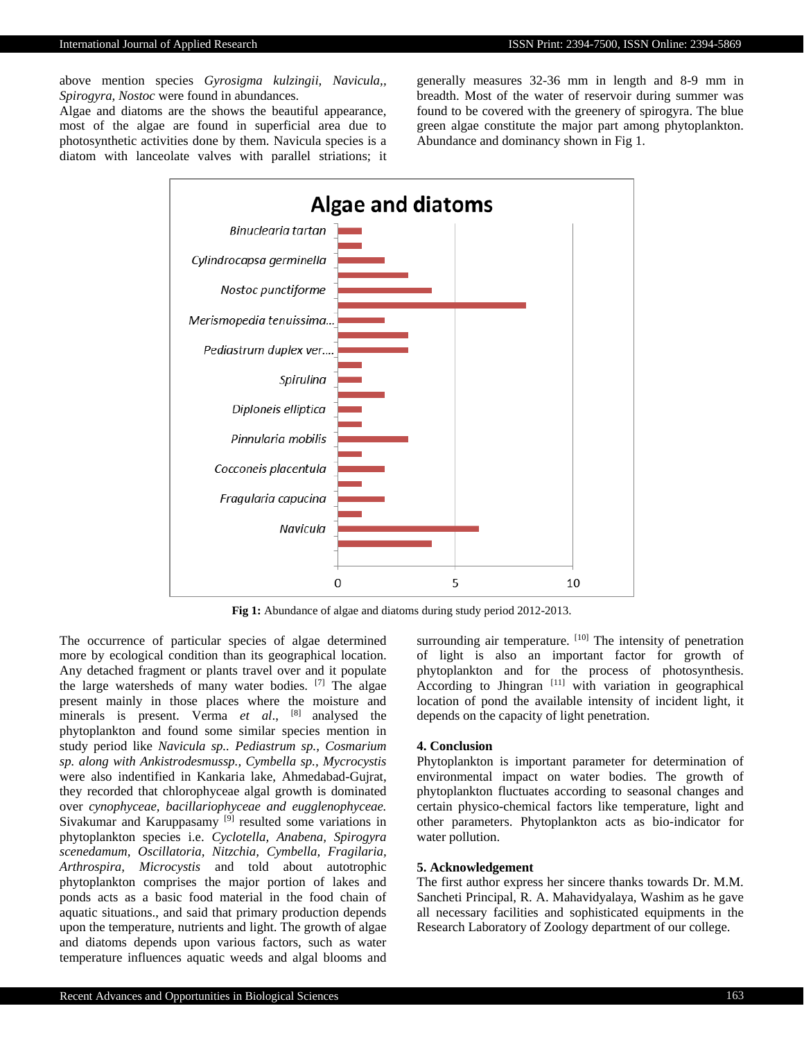above mention species *Gyrosigma kulzingii, Navicula,, Spirogyra, Nostoc* were found in abundances.

Algae and diatoms are the shows the beautiful appearance, most of the algae are found in superficial area due to photosynthetic activities done by them. Navicula species is a diatom with lanceolate valves with parallel striations; it generally measures 32-36 mm in length and 8-9 mm in breadth. Most of the water of reservoir during summer was found to be covered with the greenery of spirogyra. The blue green algae constitute the major part among phytoplankton. Abundance and dominancy shown in Fig 1.

**Fig 1:** Abundance of algae and diatoms during study period 2012-2013.

The occurrence of particular species of algae determined more by ecological condition than its geographical location. Any detached fragment or plants travel over and it populate the large watersheds of many water bodies. [7] The algae present mainly in those places where the moisture and minerals is present. Verma *et al*., [8] analysed the phytoplankton and found some similar species mention in study period like *Navicula sp.. Pediastrum sp., Cosmarium sp. along with Ankistrodesmussp., Cymbella sp., Mycrocystis* were also indentified in Kankaria lake, Ahmedabad-Gujrat, they recorded that chlorophyceae algal growth is dominated over *cynophyceae, bacillariophyceae and eugglenophyceae.* Sivakumar and Karuppasamy [9] resulted some variations in phytoplankton species i.e. *Cyclotella, Anabena, Spirogyra scenedamum, Oscillatoria, Nitzchia, Cymbella, Fragilaria, Arthrospira, Microcystis* and told about autotrophic phytoplankton comprises the major portion of lakes and ponds acts as a basic food material in the food chain of aquatic situations., and said that primary production depends upon the temperature, nutrients and light. The growth of algae and diatoms depends upon various factors, such as water temperature influences aquatic weeds and algal blooms and surrounding air temperature. [10] The intensity of penetration of light is also an important factor for growth of phytoplankton and for the process of photosynthesis. According to Jhingran [11] with variation in geographical location of pond the available intensity of incident light, it depends on the capacity of light penetration.

## 4. Conclusion

Phytoplankton is important parameter for determination of environmental impact on water bodies. The growth of phytoplankton fluctuates according to seasonal changes and certain physico-chemical factors like temperature, light and other parameters. Phytoplankton acts as bio-indicator for water pollution.

## 5. Acknowledgement

The first author express her sincere thanks towards Dr. M.M. Sancheti Principal, R. A. Mahavidyalaya, Washim as he gave all necessary facilities and sophisticated equipments in the Research Laboratory of Zoology department of our college.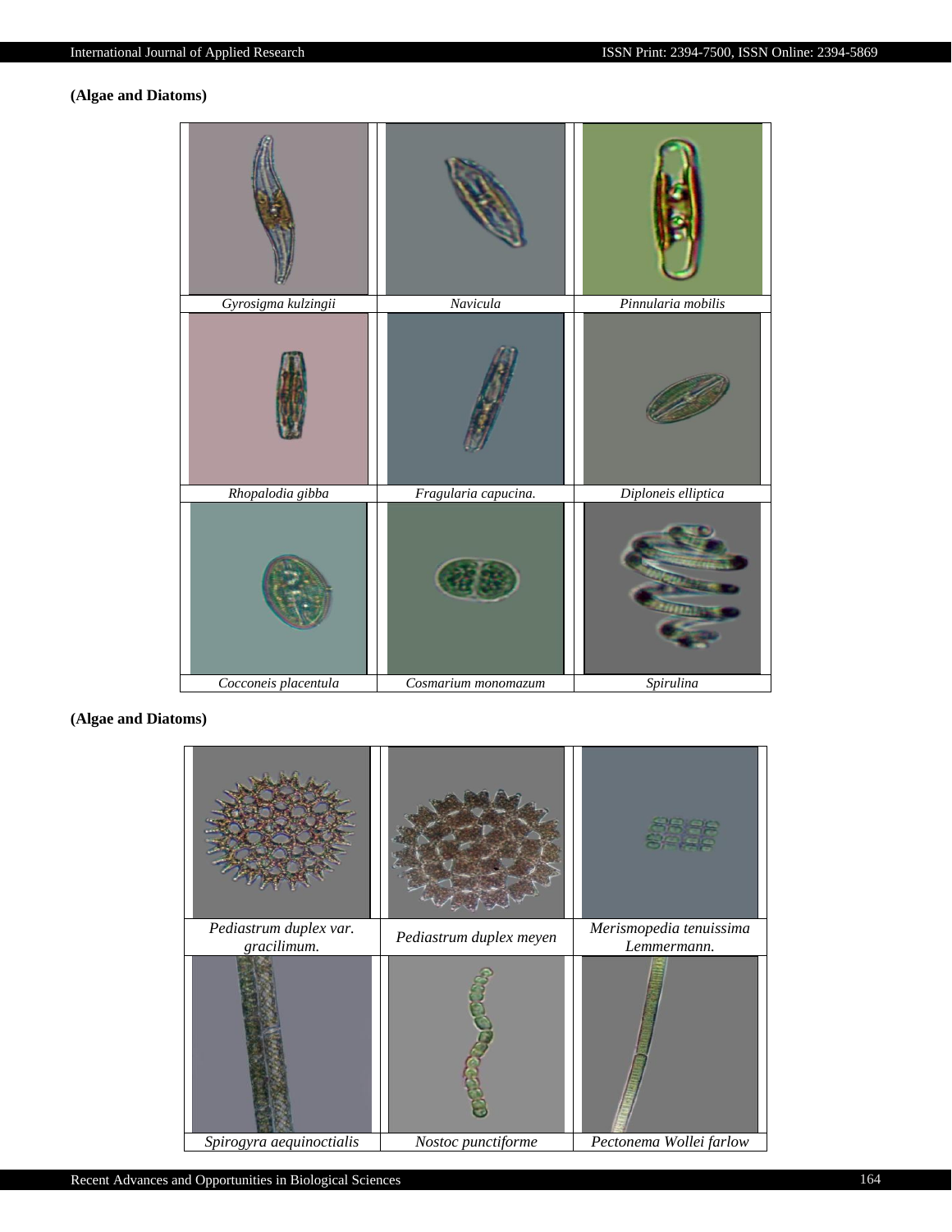**(Algae and Diatoms)**

| | | |
|---|---|---|
| *Gyrosigma kulzingii* | *Navicula* | *Pinnularia mobilis* |
| *Rhopalodia gibba* | *Fragularia capucina.* | *Diploneis elliptica* |
| *Cocconeis placentula* | *Cosmarium monomazum* | *Spirulina* |

**(Algae and Diatoms)**

| | | |
|---|---|---|
| *Pediastrum duplex var. gracilimum.* | *Pediastrum duplex meyen* | *Merismopedia tenuissima Lemmermann.* |
| *Spirogyra aequinoctialis* | *Nostoc punctiforme* | *Pectonema Wollei farlow* |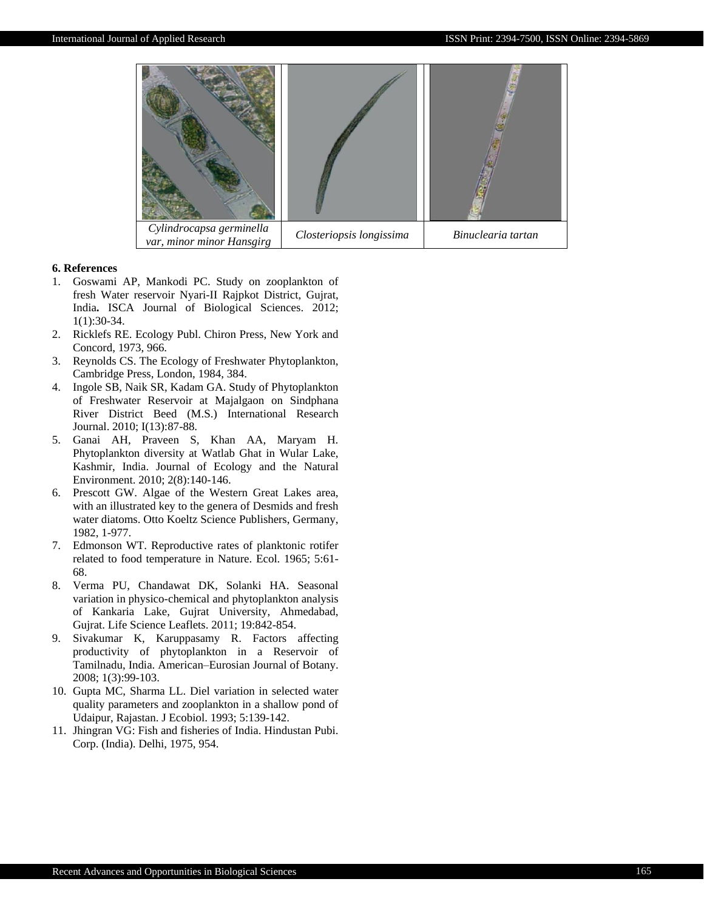| | | |
|---|---|---|
| *Cylindrocapsa germinella var, minor minor Hansgirg* | *Closteriopsis longissima* | *Binuclearia tartan* |

## 6. References

1. Goswami AP, Mankodi PC. Study on zooplankton of fresh Water reservoir Nyari-II Rajpkot District, Gujrat, India**.** ISCA Journal of Biological Sciences. 2012; 1(1):30-34.
2. Ricklefs RE. Ecology Publ. Chiron Press, New York and Concord, 1973, 966.
3. Reynolds CS. The Ecology of Freshwater Phytoplankton, Cambridge Press, London, 1984, 384.
4. Ingole SB, Naik SR, Kadam GA. Study of Phytoplankton of Freshwater Reservoir at Majalgaon on Sindphana River District Beed (M.S.) International Research Journal. 2010; I(13):87-88.
5. Ganai AH, Praveen S, Khan AA, Maryam H. Phytoplankton diversity at Watlab Ghat in Wular Lake, Kashmir, India. Journal of Ecology and the Natural Environment. 2010; 2(8):140-146.
6. Prescott GW. Algae of the Western Great Lakes area, with an illustrated key to the genera of Desmids and fresh water diatoms. Otto Koeltz Science Publishers, Germany, 1982, 1-977.
7. Edmonson WT. Reproductive rates of planktonic rotifer related to food temperature in Nature. Ecol. 1965; 5:61-68.
8. Verma PU, Chandawat DK, Solanki HA. Seasonal variation in physico-chemical and phytoplankton analysis of Kankaria Lake, Gujrat University, Ahmedabad, Gujrat. Life Science Leaflets. 2011; 19:842-854.
9. Sivakumar K, Karuppasamy R. Factors affecting productivity of phytoplankton in a Reservoir of Tamilnadu, India. American–Eurosian Journal of Botany. 2008; 1(3):99-103.
10. Gupta MC, Sharma LL. Diel variation in selected water quality parameters and zooplankton in a shallow pond of Udaipur, Rajastan. J Ecobiol. 1993; 5:139-142.
11. Jhingran VG: Fish and fisheries of India. Hindustan Pubi. Corp. (India). Delhi, 1975, 954.